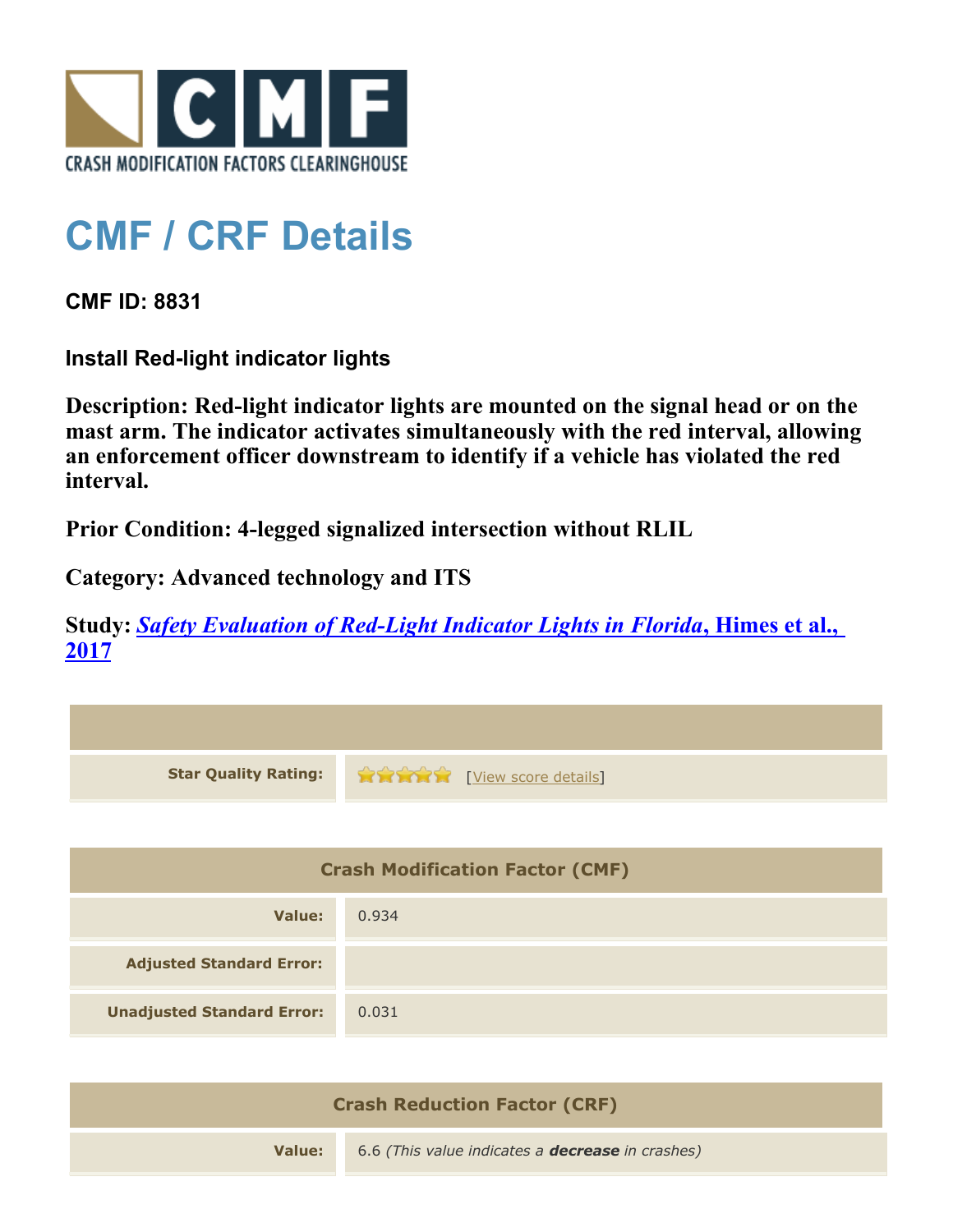CRASH MODIFICATION FACTORS CLEARINGHOUSE

# CMF / CRF Details

**CMF ID: 8831**

**Install Red-light indicator lights**

**Description: Red-light indicator lights are mounted on the signal head or on the mast arm. The indicator activates simultaneously with the red interval, allowing an enforcement officer downstream to identify if a vehicle has violated the red interval.**

**Prior Condition: 4-legged signalized intersection without RLIL**

**Category: Advanced technology and ITS**

**Study: *Safety Evaluation of Red-Light Indicator Lights in Florida*, Himes et al., 2017**

| | |
|---|---|
| **Star Quality Rating:** | ★★★★★ [View score details] |

| Crash Modification Factor (CMF) | |
|---|---|
| **Value:** | 0.934 |
| **Adjusted Standard Error:** | |
| **Unadjusted Standard Error:** | 0.031 |

| Crash Reduction Factor (CRF) | |
|---|---|
| **Value:** | 6.6 *(This value indicates a **decrease** in crashes)* |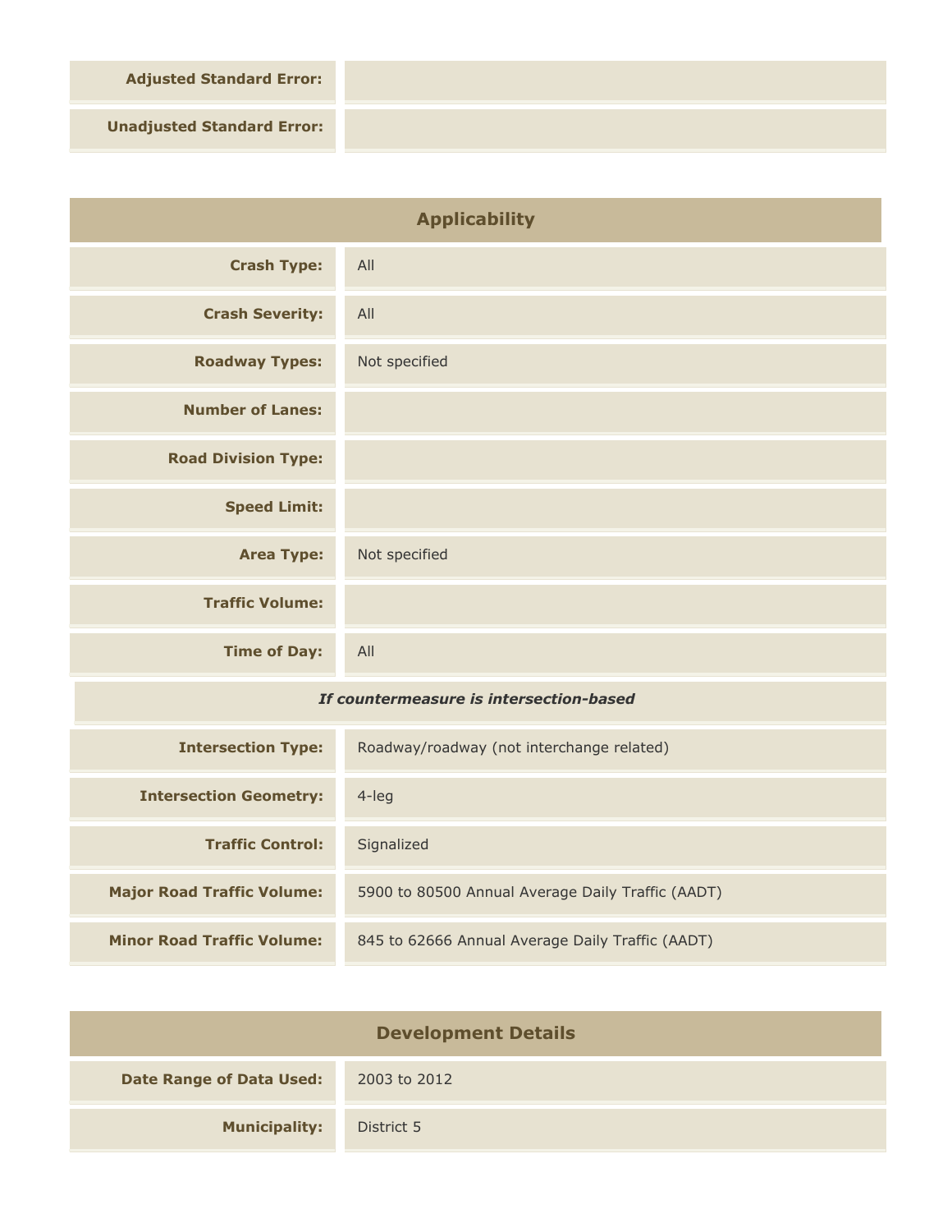| | |
|---|---|
| **Adjusted Standard Error:** | |
| **Unadjusted Standard Error:** | |

## Applicability

| | |
|---|---|
| **Crash Type:** | All |
| **Crash Severity:** | All |
| **Roadway Types:** | Not specified |
| **Number of Lanes:** | |
| **Road Division Type:** | |
| **Speed Limit:** | |
| **Area Type:** | Not specified |
| **Traffic Volume:** | |
| **Time of Day:** | All |

***If countermeasure is intersection-based***

| | |
|---|---|
| **Intersection Type:** | Roadway/roadway (not interchange related) |
| **Intersection Geometry:** | 4-leg |
| **Traffic Control:** | Signalized |
| **Major Road Traffic Volume:** | 5900 to 80500 Annual Average Daily Traffic (AADT) |
| **Minor Road Traffic Volume:** | 845 to 62666 Annual Average Daily Traffic (AADT) |

## Development Details

| | |
|---|---|
| **Date Range of Data Used:** | 2003 to 2012 |
| **Municipality:** | District 5 |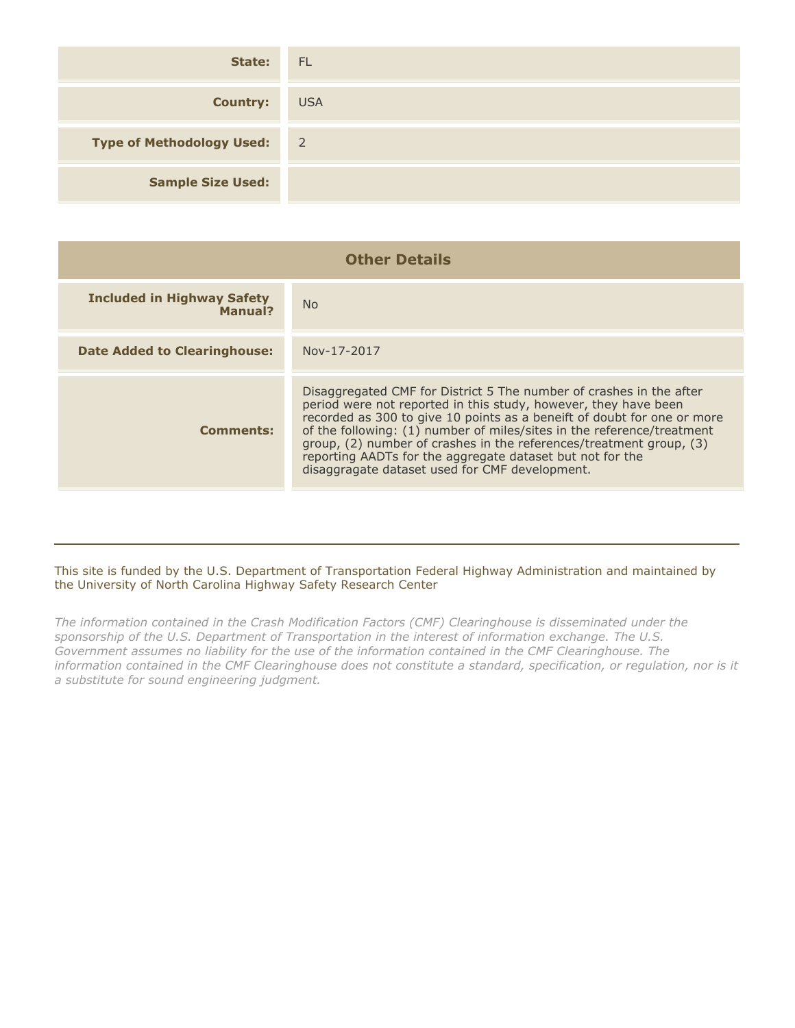| | |
|---|---|
| **State:** | FL |
| **Country:** | USA |
| **Type of Methodology Used:** | 2 |
| **Sample Size Used:** | |

## Other Details

| | |
|---|---|
| **Included in Highway Safety Manual?** | No |
| **Date Added to Clearinghouse:** | Nov-17-2017 |
| **Comments:** | Disaggregated CMF for District 5 The number of crashes in the after period were not reported in this study, however, they have been recorded as 300 to give 10 points as a beneift of doubt for one or more of the following: (1) number of miles/sites in the reference/treatment group, (2) number of crashes in the references/treatment group, (3) reporting AADTs for the aggregate dataset but not for the disaggragate dataset used for CMF development. |

---

This site is funded by the U.S. Department of Transportation Federal Highway Administration and maintained by the University of North Carolina Highway Safety Research Center

*The information contained in the Crash Modification Factors (CMF) Clearinghouse is disseminated under the sponsorship of the U.S. Department of Transportation in the interest of information exchange. The U.S. Government assumes no liability for the use of the information contained in the CMF Clearinghouse. The information contained in the CMF Clearinghouse does not constitute a standard, specification, or regulation, nor is it a substitute for sound engineering judgment.*